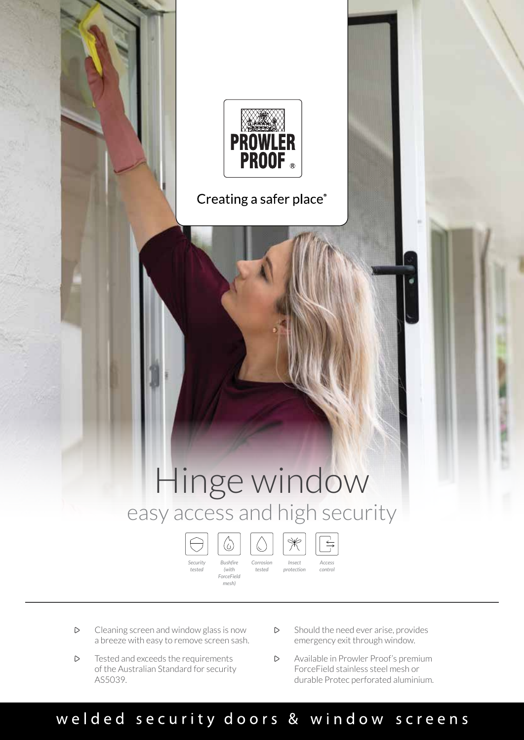PROWLER PROOF®

Creating a safer place®

# Hinge window

## easy access and high security

*Security tested* | *Bushfire (with ForceField mesh)* | *Corrosion tested* | *Insect protection* | *Access control*

---

- Cleaning screen and window glass is now a breeze with easy to remove screen sash.
- Tested and exceeds the requirements of the Australian Standard for security AS5039.
- Should the need ever arise, provides emergency exit through window.
- Available in Prowler Proof's premium ForceField stainless steel mesh or durable Protec perforated aluminium.

welded security doors & window screens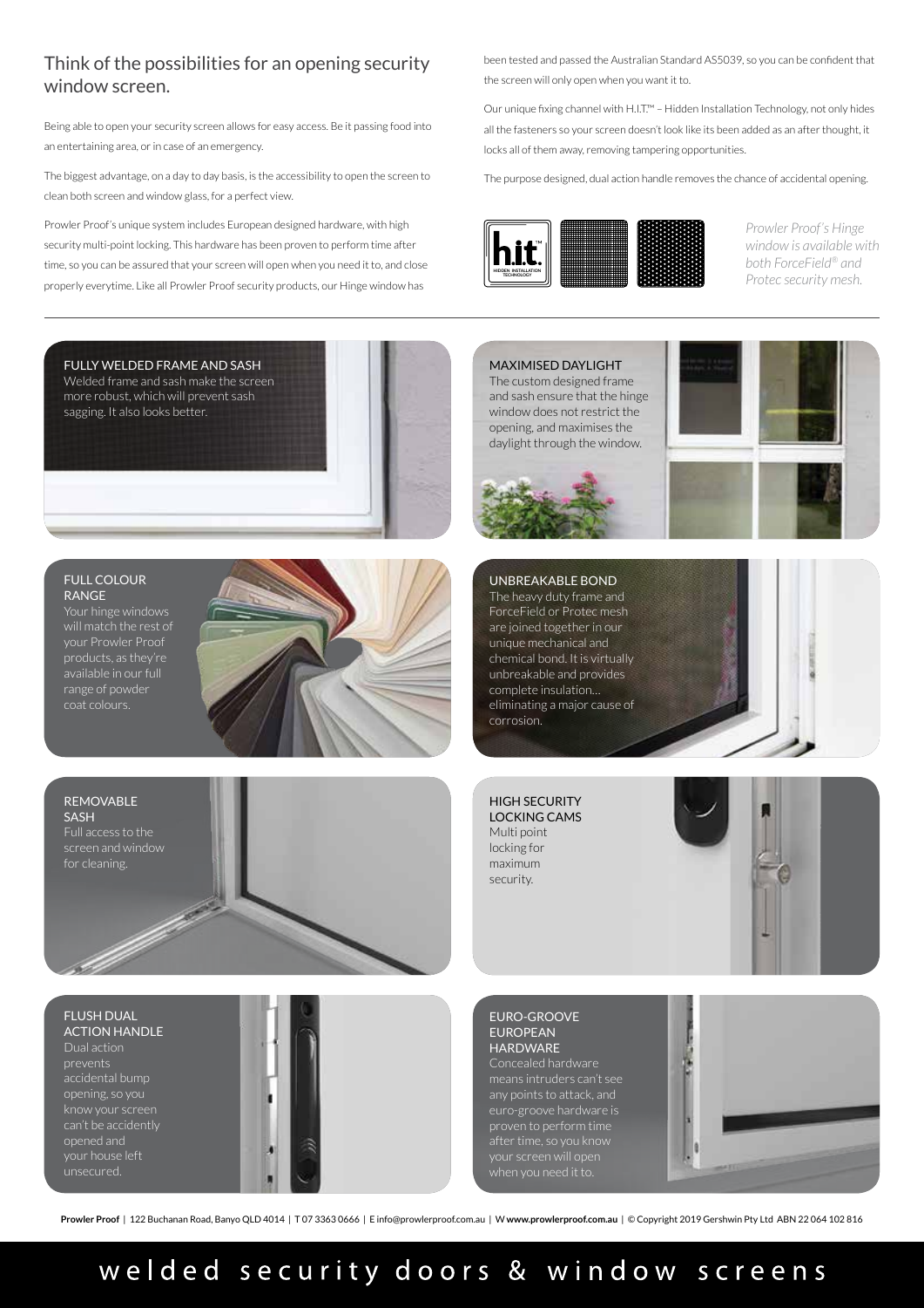## Think of the possibilities for an opening security window screen.

Being able to open your security screen allows for easy access. Be it passing food into an entertaining area, or in case of an emergency.

The biggest advantage, on a day to day basis, is the accessibility to open the screen to clean both screen and window glass, for a perfect view.

Prowler Proof's unique system includes European designed hardware, with high security multi-point locking. This hardware has been proven to perform time after time, so you can be assured that your screen will open when you need it to, and close properly everytime. Like all Prowler Proof security products, our Hinge window has been tested and passed the Australian Standard AS5039, so you can be confident that the screen will only open when you want it to.

Our unique fixing channel with H.I.T.™ – Hidden Installation Technology, not only hides all the fasteners so your screen doesn't look like its been added as an after thought, it locks all of them away, removing tampering opportunities.

The purpose designed, dual action handle removes the chance of accidental opening.

h.i.t.™ HIDDEN INSTALLATION TECHNOLOGY

*Prowler Proof's Hinge window is available with both ForceField® and Protec security mesh.*

### FULLY WELDED FRAME AND SASH

Welded frame and sash make the screen more robust, which will prevent sash sagging. It also looks better.

### MAXIMISED DAYLIGHT

The custom designed frame and sash ensure that the hinge window does not restrict the opening, and maximises the daylight through the window.

### FULL COLOUR RANGE

Your hinge windows will match the rest of your Prowler Proof products, as they're available in our full range of powder coat colours.

### UNBREAKABLE BOND

The heavy duty frame and ForceField or Protec mesh are joined together in our unique mechanical and chemical bond. It is virtually unbreakable and provides complete insulation… eliminating a major cause of corrosion.

### REMOVABLE SASH

Full access to the screen and window for cleaning.

### HIGH SECURITY LOCKING CAMS

Multi point locking for maximum security.

### FLUSH DUAL ACTION HANDLE

Dual action prevents accidental bump opening, so you know your screen can't be accidently opened and your house left unsecured.

### EURO-GROOVE EUROPEAN HARDWARE

Concealed hardware means intruders can't see any points to attack, and euro-groove hardware is proven to perform time after time, so you know your screen will open when you need it to.

**Prowler Proof** | 122 Buchanan Road, Banyo QLD 4014 | T 07 3363 0666 | E info@prowlerproof.com.au | W **www.prowlerproof.com.au** | © Copyright 2019 Gershwin Pty Ltd ABN 22 064 102 816

welded security doors & window screens